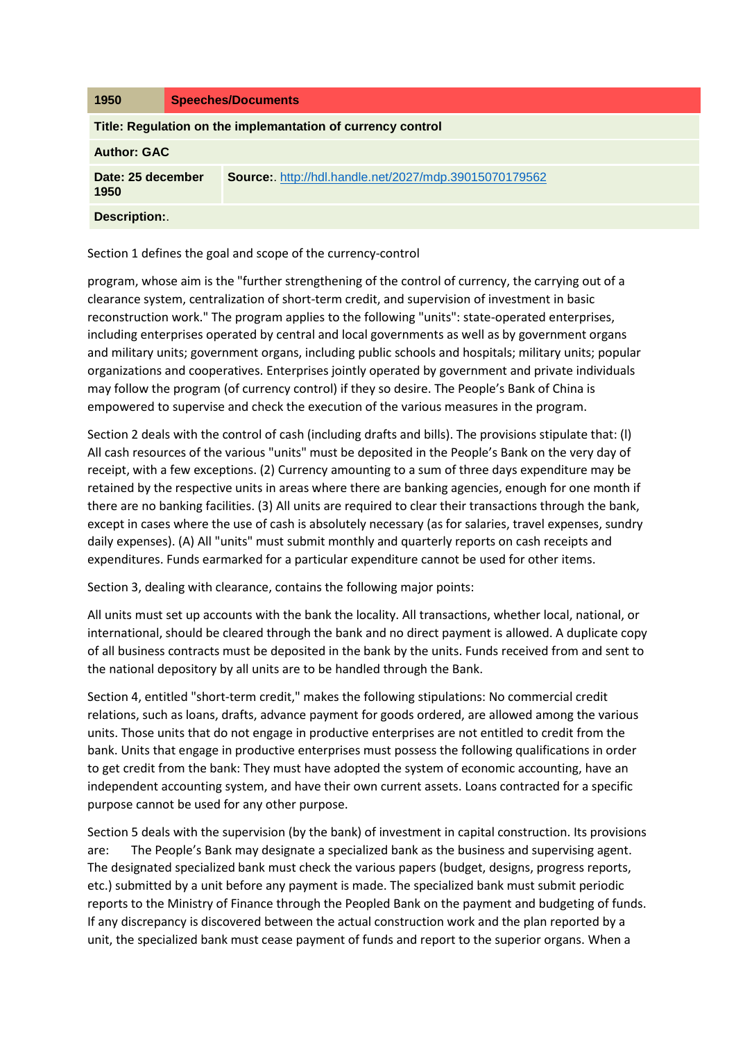| 1950 | Speeches/Documents |
|---|---|
| **Title: Regulation on the implamentation of currency control** | |
| **Author: GAC** | |
| **Date: 25 december 1950** | **Source:**. http://hdl.handle.net/2027/mdp.39015070179562 |
| **Description:**. | |

Section 1 defines the goal and scope of the currency-control

program, whose aim is the "further strengthening of the control of currency, the carrying out of a clearance system, centralization of short-term credit, and supervision of investment in basic reconstruction work." The program applies to the following "units": state-operated enterprises, including enterprises operated by central and local governments as well as by government organs and military units; government organs, including public schools and hospitals; military units; popular organizations and cooperatives. Enterprises jointly operated by government and private individuals may follow the program (of currency control) if they so desire. The People's Bank of China is empowered to supervise and check the execution of the various measures in the program.

Section 2 deals with the control of cash (including drafts and bills). The provisions stipulate that: (l) All cash resources of the various "units" must be deposited in the People's Bank on the very day of receipt, with a few exceptions. (2) Currency amounting to a sum of three days expenditure may be retained by the respective units in areas where there are banking agencies, enough for one month if there are no banking facilities. (3) All units are required to clear their transactions through the bank, except in cases where the use of cash is absolutely necessary (as for salaries, travel expenses, sundry daily expenses). (A) All "units" must submit monthly and quarterly reports on cash receipts and expenditures. Funds earmarked for a particular expenditure cannot be used for other items.

Section 3, dealing with clearance, contains the following major points:

All units must set up accounts with the bank the locality. All transactions, whether local, national, or international, should be cleared through the bank and no direct payment is allowed. A duplicate copy of all business contracts must be deposited in the bank by the units. Funds received from and sent to the national depository by all units are to be handled through the Bank.

Section 4, entitled "short-term credit," makes the following stipulations: No commercial credit relations, such as loans, drafts, advance payment for goods ordered, are allowed among the various units. Those units that do not engage in productive enterprises are not entitled to credit from the bank. Units that engage in productive enterprises must possess the following qualifications in order to get credit from the bank: They must have adopted the system of economic accounting, have an independent accounting system, and have their own current assets. Loans contracted for a specific purpose cannot be used for any other purpose.

Section 5 deals with the supervision (by the bank) of investment in capital construction. Its provisions are: The People's Bank may designate a specialized bank as the business and supervising agent. The designated specialized bank must check the various papers (budget, designs, progress reports, etc.) submitted by a unit before any payment is made. The specialized bank must submit periodic reports to the Ministry of Finance through the Peopled Bank on the payment and budgeting of funds. If any discrepancy is discovered between the actual construction work and the plan reported by a unit, the specialized bank must cease payment of funds and report to the superior organs. When a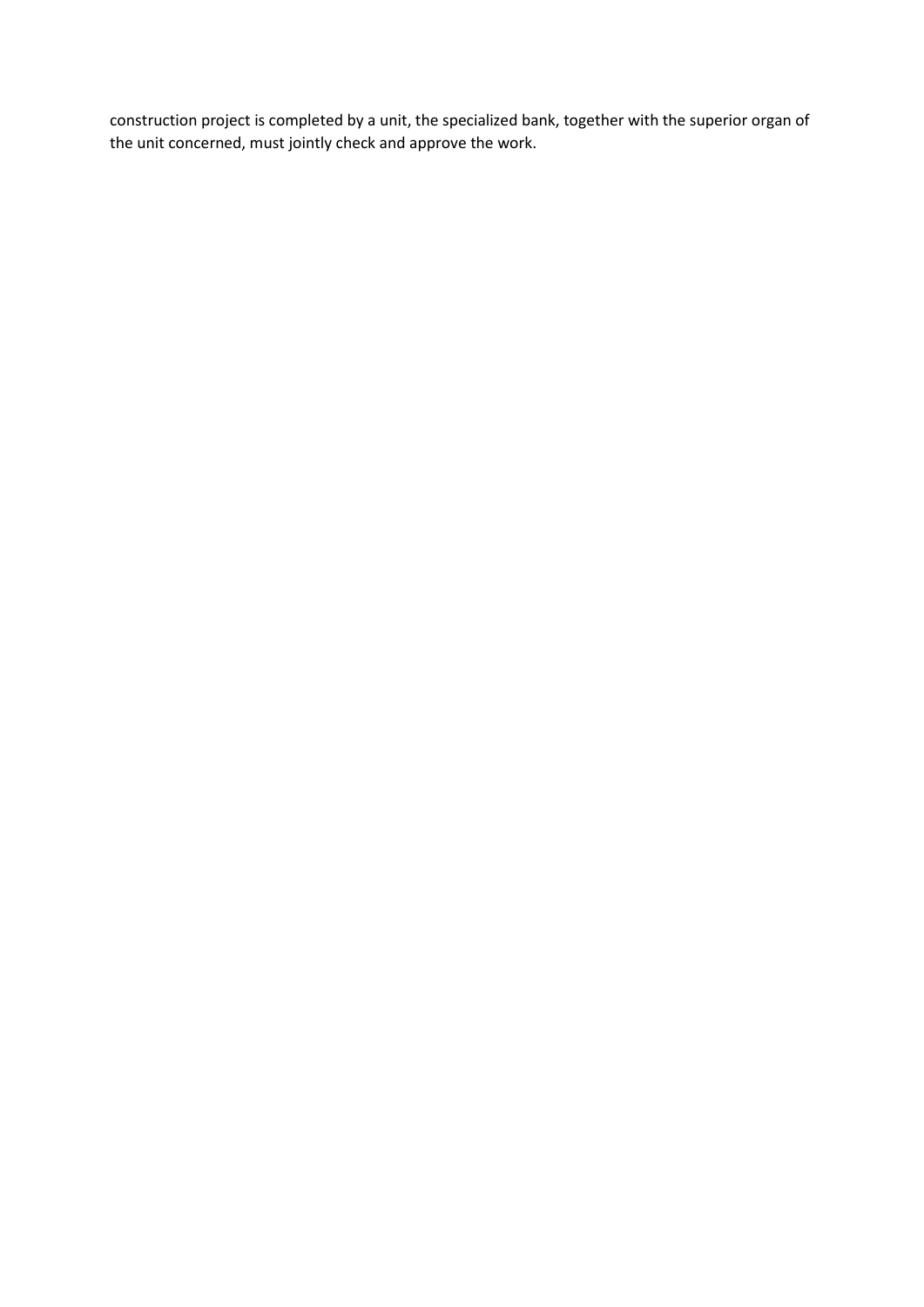construction project is completed by a unit, the specialized bank, together with the superior organ of the unit concerned, must jointly check and approve the work.